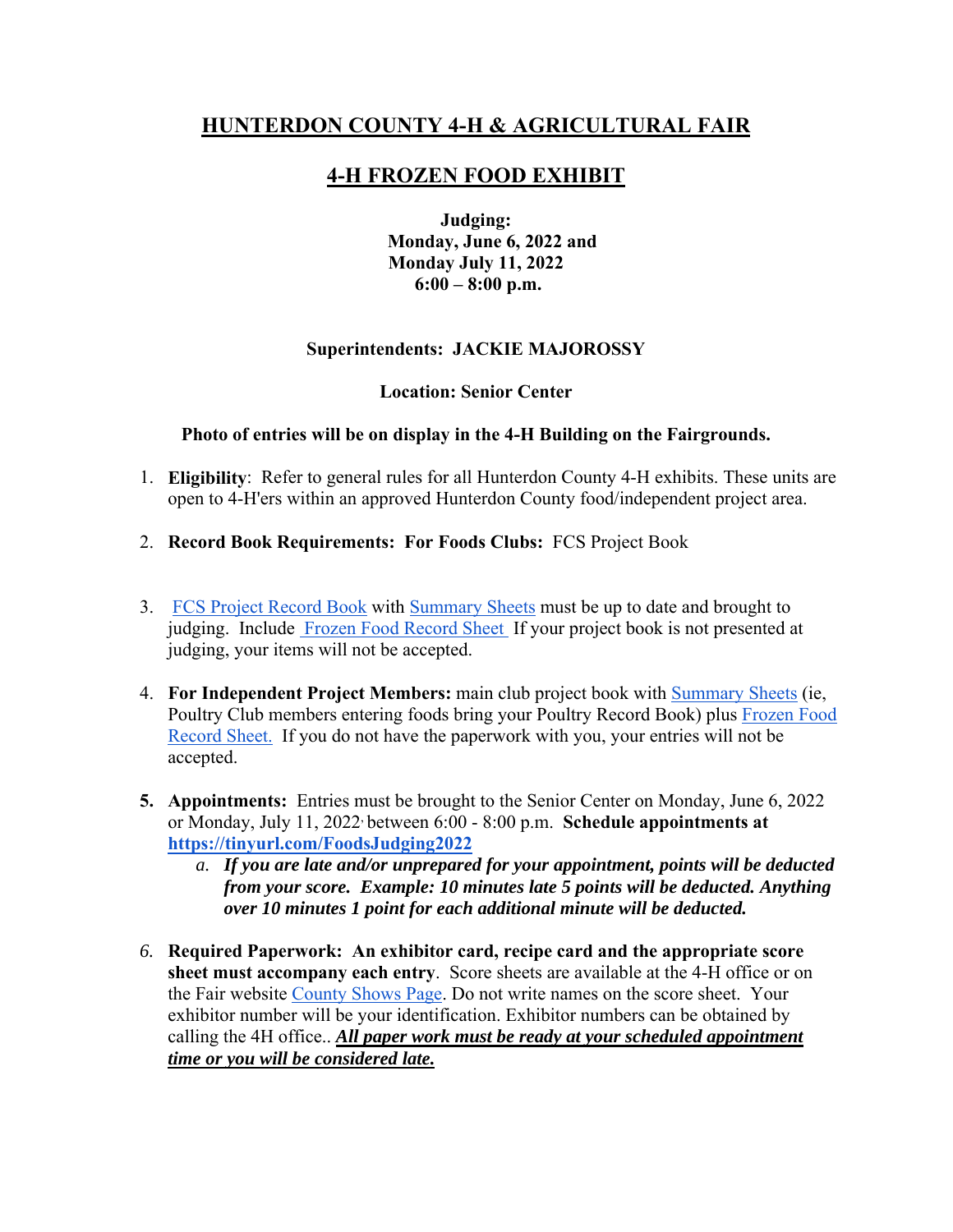# HUNTERDON COUNTY 4-H & AGRICULTURAL FAIR

## 4-H FROZEN FOOD EXHIBIT

**Judging:**
**Monday, June 6, 2022 and**
**Monday July 11, 2022**
**6:00 – 8:00 p.m.**

**Superintendents: JACKIE MAJOROSSY**

**Location: Senior Center**

**Photo of entries will be on display in the 4-H Building on the Fairgrounds.**

1. **Eligibility**: Refer to general rules for all Hunterdon County 4-H exhibits. These units are open to 4-H'ers within an approved Hunterdon County food/independent project area.

2. **Record Book Requirements: For Foods Clubs:** FCS Project Book

3. FCS Project Record Book with Summary Sheets must be up to date and brought to judging. Include Frozen Food Record Sheet If your project book is not presented at judging, your items will not be accepted.

4. **For Independent Project Members:** main club project book with Summary Sheets (ie, Poultry Club members entering foods bring your Poultry Record Book) plus Frozen Food Record Sheet. If you do not have the paperwork with you, your entries will not be accepted.

5. **Appointments:** Entries must be brought to the Senior Center on Monday, June 6, 2022 or Monday, July 11, 2022 between 6:00 - 8:00 p.m. **Schedule appointments at https://tinyurl.com/FoodsJudging2022**
   a. ***If you are late and/or unprepared for your appointment, points will be deducted from your score. Example: 10 minutes late 5 points will be deducted. Anything over 10 minutes 1 point for each additional minute will be deducted.***

6. **Required Paperwork: An exhibitor card, recipe card and the appropriate score sheet must accompany each entry**. Score sheets are available at the 4-H office or on the Fair website County Shows Page. Do not write names on the score sheet. Your exhibitor number will be your identification. Exhibitor numbers can be obtained by calling the 4H office.. ***All paper work must be ready at your scheduled appointment time or you will be considered late.***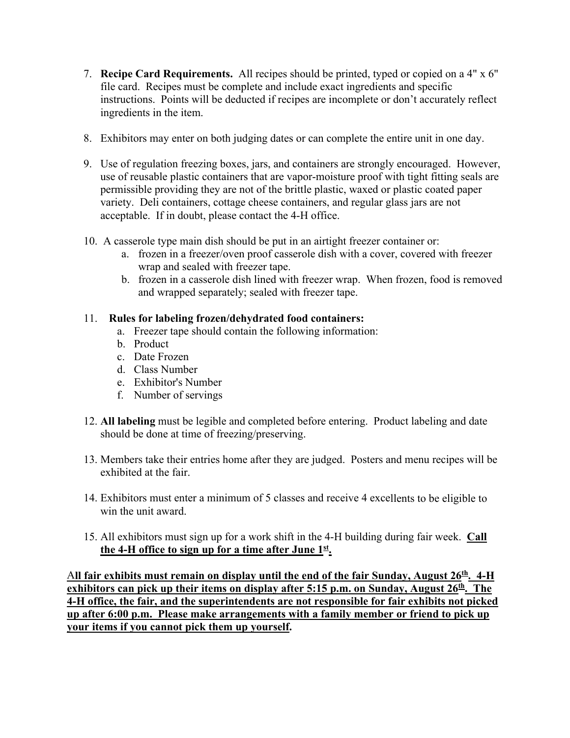7. **Recipe Card Requirements.** All recipes should be printed, typed or copied on a 4" x 6" file card. Recipes must be complete and include exact ingredients and specific instructions. Points will be deducted if recipes are incomplete or don't accurately reflect ingredients in the item.

8. Exhibitors may enter on both judging dates or can complete the entire unit in one day.

9. Use of regulation freezing boxes, jars, and containers are strongly encouraged. However, use of reusable plastic containers that are vapor-moisture proof with tight fitting seals are permissible providing they are not of the brittle plastic, waxed or plastic coated paper variety. Deli containers, cottage cheese containers, and regular glass jars are not acceptable. If in doubt, please contact the 4-H office.

10. A casserole type main dish should be put in an airtight freezer container or:
    a. frozen in a freezer/oven proof casserole dish with a cover, covered with freezer wrap and sealed with freezer tape.
    b. frozen in a casserole dish lined with freezer wrap. When frozen, food is removed and wrapped separately; sealed with freezer tape.

11. **Rules for labeling frozen/dehydrated food containers:**
    a. Freezer tape should contain the following information:
    b. Product
    c. Date Frozen
    d. Class Number
    e. Exhibitor's Number
    f. Number of servings

12. **All labeling** must be legible and completed before entering. Product labeling and date should be done at time of freezing/preserving.

13. Members take their entries home after they are judged. Posters and menu recipes will be exhibited at the fair.

14. Exhibitors must enter a minimum of 5 classes and receive 4 excellents to be eligible to win the unit award.

15. All exhibitors must sign up for a work shift in the 4-H building during fair week. **Call the 4-H office to sign up for a time after June 1st.**

**All fair exhibits must remain on display until the end of the fair Sunday, August 26th. 4-H exhibitors can pick up their items on display after 5:15 p.m. on Sunday, August 26th. The 4-H office, the fair, and the superintendents are not responsible for fair exhibits not picked up after 6:00 p.m. Please make arrangements with a family member or friend to pick up your items if you cannot pick them up yourself.**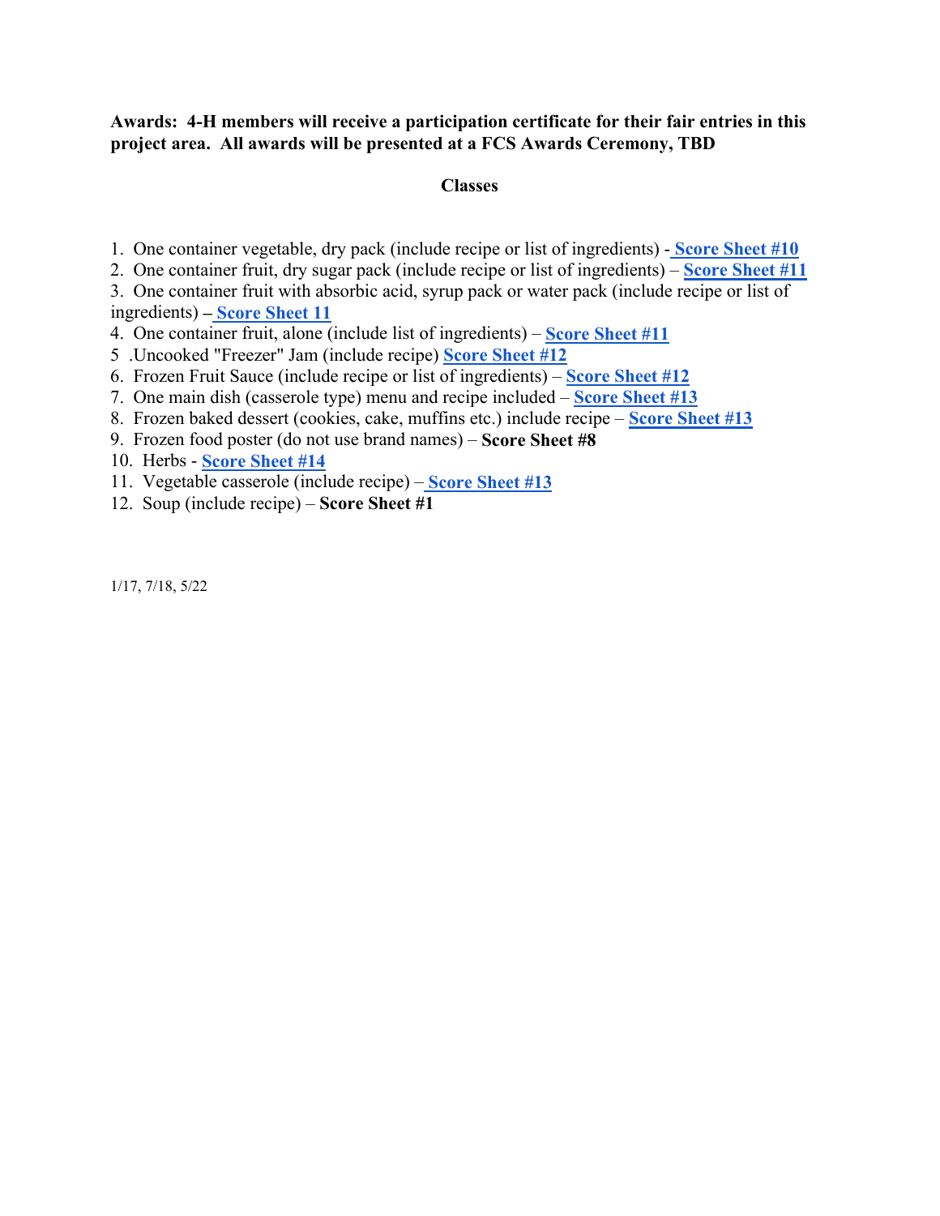**Awards: 4-H members will receive a participation certificate for their fair entries in this project area. All awards will be presented at a FCS Awards Ceremony, TBD**

**Classes**

1. One container vegetable, dry pack (include recipe or list of ingredients) - **Score Sheet #10**
2. One container fruit, dry sugar pack (include recipe or list of ingredients) – **Score Sheet #11**
3. One container fruit with absorbic acid, syrup pack or water pack (include recipe or list of ingredients) **– Score Sheet 11**
4. One container fruit, alone (include list of ingredients) – **Score Sheet #11**
5. Uncooked "Freezer" Jam (include recipe) **Score Sheet #12**
6. Frozen Fruit Sauce (include recipe or list of ingredients) – **Score Sheet #12**
7. One main dish (casserole type) menu and recipe included – **Score Sheet #13**
8. Frozen baked dessert (cookies, cake, muffins etc.) include recipe – **Score Sheet #13**
9. Frozen food poster (do not use brand names) – **Score Sheet #8**
10. Herbs - **Score Sheet #14**
11. Vegetable casserole (include recipe) – **Score Sheet #13**
12. Soup (include recipe) – **Score Sheet #1**

1/17, 7/18, 5/22